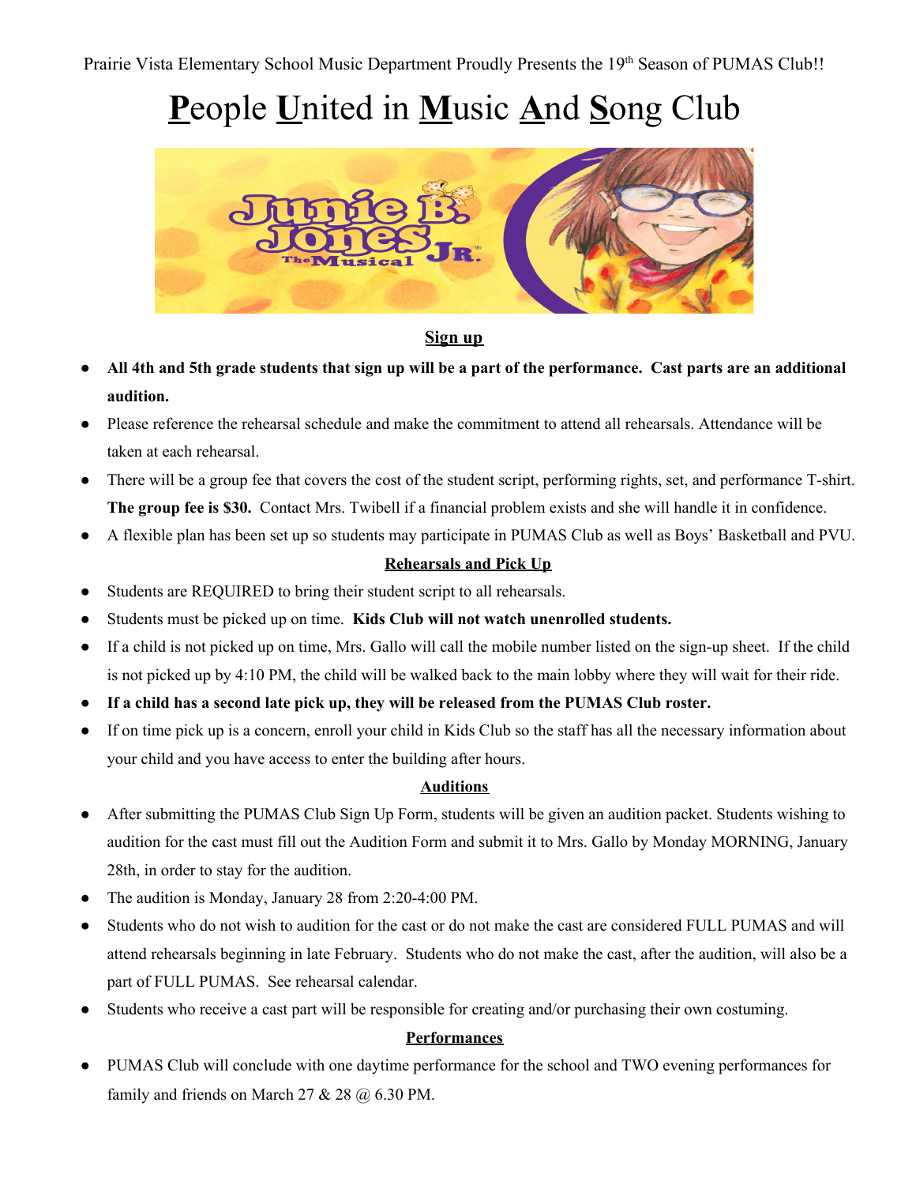Prairie Vista Elementary School Music Department Proudly Presents the 19th Season of PUMAS Club!!

# **P**eople **U**nited in **M**usic **A**nd **S**ong Club

## Sign up

- **All 4th and 5th grade students that sign up will be a part of the performance. Cast parts are an additional audition.**
- Please reference the rehearsal schedule and make the commitment to attend all rehearsals. Attendance will be taken at each rehearsal.
- There will be a group fee that covers the cost of the student script, performing rights, set, and performance T-shirt. **The group fee is $30.** Contact Mrs. Twibell if a financial problem exists and she will handle it in confidence.
- A flexible plan has been set up so students may participate in PUMAS Club as well as Boys' Basketball and PVU.

## Rehearsals and Pick Up

- Students are REQUIRED to bring their student script to all rehearsals.
- Students must be picked up on time. **Kids Club will not watch unenrolled students.**
- If a child is not picked up on time, Mrs. Gallo will call the mobile number listed on the sign-up sheet. If the child is not picked up by 4:10 PM, the child will be walked back to the main lobby where they will wait for their ride.
- **If a child has a second late pick up, they will be released from the PUMAS Club roster.**
- If on time pick up is a concern, enroll your child in Kids Club so the staff has all the necessary information about your child and you have access to enter the building after hours.

## Auditions

- After submitting the PUMAS Club Sign Up Form, students will be given an audition packet. Students wishing to audition for the cast must fill out the Audition Form and submit it to Mrs. Gallo by Monday MORNING, January 28th, in order to stay for the audition.
- The audition is Monday, January 28 from 2:20-4:00 PM.
- Students who do not wish to audition for the cast or do not make the cast are considered FULL PUMAS and will attend rehearsals beginning in late February. Students who do not make the cast, after the audition, will also be a part of FULL PUMAS. See rehearsal calendar.
- Students who receive a cast part will be responsible for creating and/or purchasing their own costuming.

## Performances

- PUMAS Club will conclude with one daytime performance for the school and TWO evening performances for family and friends on March 27 & 28 @ 6.30 PM.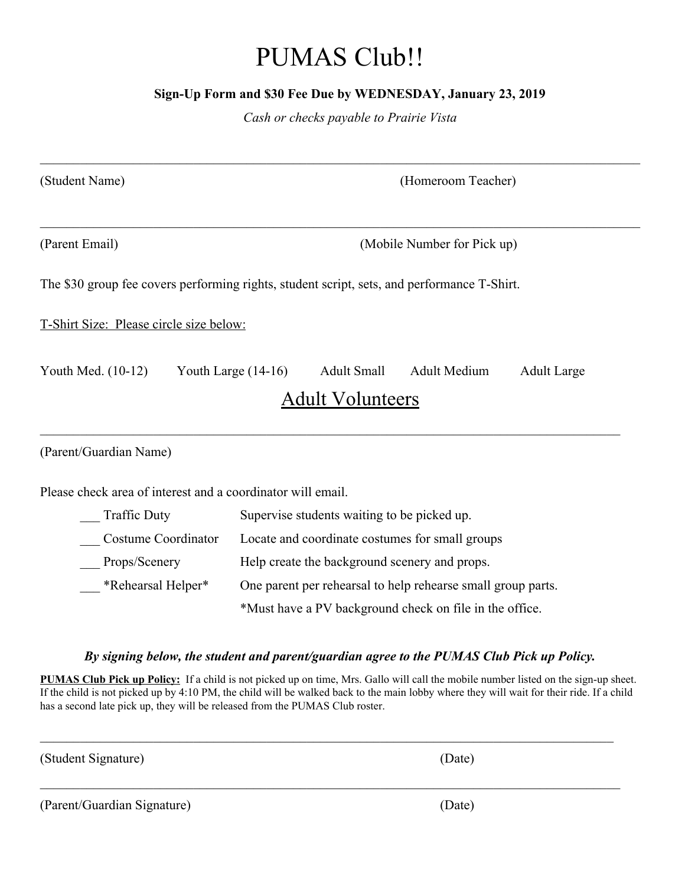# PUMAS Club!!

**Sign-Up Form and $30 Fee Due by WEDNESDAY, January 23, 2019**

*Cash or checks payable to Prairie Vista*

______________________________________________________________________________

(Student Name) (Homeroom Teacher)

______________________________________________________________________________

(Parent Email) (Mobile Number for Pick up)

The $30 group fee covers performing rights, student script, sets, and performance T-Shirt.

T-Shirt Size: Please circle size below:

Youth Med. (10-12) Youth Large (14-16) Adult Small Adult Medium Adult Large

## Adult Volunteers

______________________________________________________________________________

(Parent/Guardian Name)

Please check area of interest and a coordinator will email.

| | |
|---|---|
| ___ Traffic Duty | Supervise students waiting to be picked up. |
| ___ Costume Coordinator | Locate and coordinate costumes for small groups |
| ___ Props/Scenery | Help create the background scenery and props. |
| ___ *Rehearsal Helper* | One parent per rehearsal to help rehearse small group parts. |
| | *Must have a PV background check on file in the office. |

***By signing below, the student and parent/guardian agree to the PUMAS Club Pick up Policy.***

**PUMAS Club Pick up Policy:** If a child is not picked up on time, Mrs. Gallo will call the mobile number listed on the sign-up sheet. If the child is not picked up by 4:10 PM, the child will be walked back to the main lobby where they will wait for their ride. If a child has a second late pick up, they will be released from the PUMAS Club roster.

______________________________________________________________________________

(Student Signature) (Date)

______________________________________________________________________________

(Parent/Guardian Signature) (Date)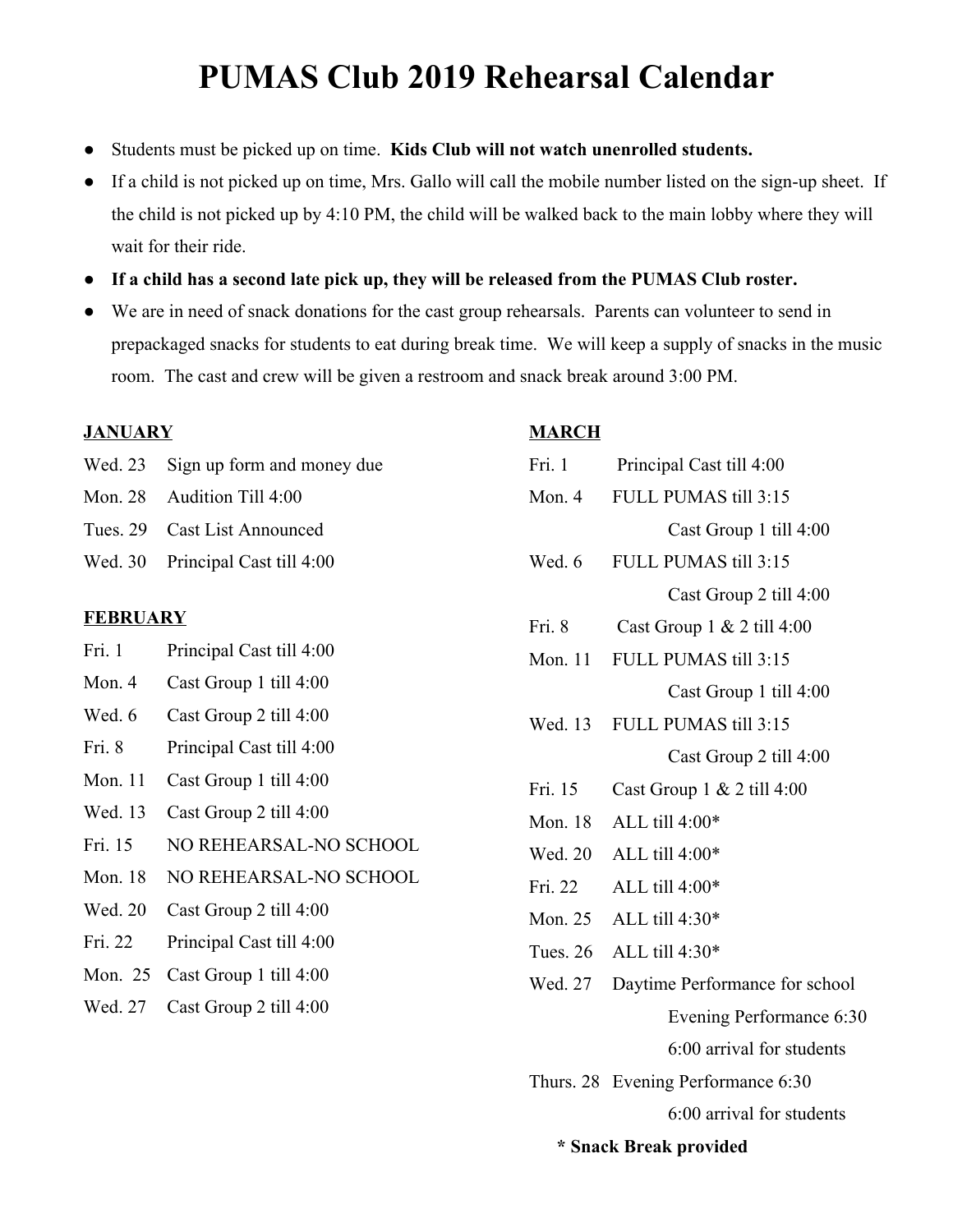# PUMAS Club 2019 Rehearsal Calendar

- Students must be picked up on time. **Kids Club will not watch unenrolled students.**
- If a child is not picked up on time, Mrs. Gallo will call the mobile number listed on the sign-up sheet. If the child is not picked up by 4:10 PM, the child will be walked back to the main lobby where they will wait for their ride.
- **If a child has a second late pick up, they will be released from the PUMAS Club roster.**
- We are in need of snack donations for the cast group rehearsals. Parents can volunteer to send in prepackaged snacks for students to eat during break time. We will keep a supply of snacks in the music room. The cast and crew will be given a restroom and snack break around 3:00 PM.

**JANUARY**

| | |
|---|---|
| Wed. 23 | Sign up form and money due |
| Mon. 28 | Audition Till 4:00 |
| Tues. 29 | Cast List Announced |
| Wed. 30 | Principal Cast till 4:00 |

**FEBRUARY**

| | |
|---|---|
| Fri. 1 | Principal Cast till 4:00 |
| Mon. 4 | Cast Group 1 till 4:00 |
| Wed. 6 | Cast Group 2 till 4:00 |
| Fri. 8 | Principal Cast till 4:00 |
| Mon. 11 | Cast Group 1 till 4:00 |
| Wed. 13 | Cast Group 2 till 4:00 |
| Fri. 15 | NO REHEARSAL-NO SCHOOL |
| Mon. 18 | NO REHEARSAL-NO SCHOOL |
| Wed. 20 | Cast Group 2 till 4:00 |
| Fri. 22 | Principal Cast till 4:00 |
| Mon. 25 | Cast Group 1 till 4:00 |
| Wed. 27 | Cast Group 2 till 4:00 |

**MARCH**

| | |
|---|---|
| Fri. 1 | Principal Cast till 4:00 |
| Mon. 4 | FULL PUMAS till 3:15<br>Cast Group 1 till 4:00 |
| Wed. 6 | FULL PUMAS till 3:15<br>Cast Group 2 till 4:00 |
| Fri. 8 | Cast Group 1 & 2 till 4:00 |
| Mon. 11 | FULL PUMAS till 3:15<br>Cast Group 1 till 4:00 |
| Wed. 13 | FULL PUMAS till 3:15<br>Cast Group 2 till 4:00 |
| Fri. 15 | Cast Group 1 & 2 till 4:00 |
| Mon. 18 | ALL till 4:00* |
| Wed. 20 | ALL till 4:00* |
| Fri. 22 | ALL till 4:00* |
| Mon. 25 | ALL till 4:30* |
| Tues. 26 | ALL till 4:30* |
| Wed. 27 | Daytime Performance for school<br>Evening Performance 6:30<br>6:00 arrival for students |
| Thurs. 28 | Evening Performance 6:30<br>6:00 arrival for students |

**\* Snack Break provided**